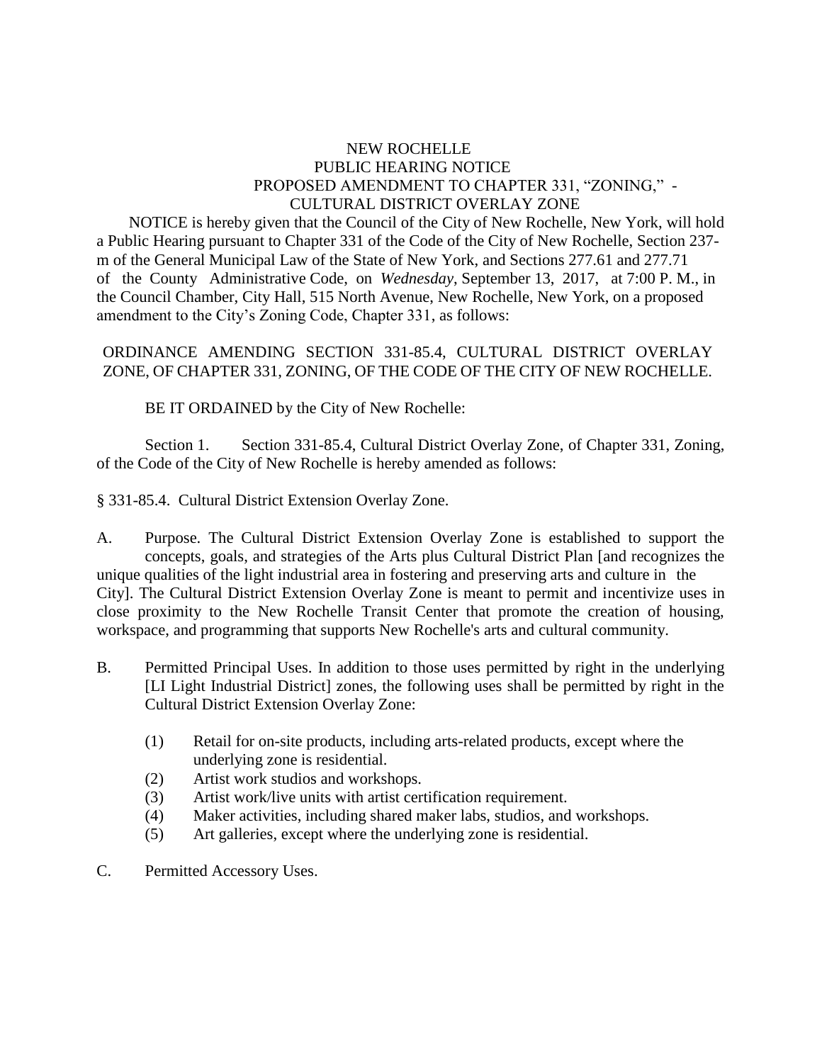NEW ROCHELLE
PUBLIC HEARING NOTICE
PROPOSED AMENDMENT TO CHAPTER 331, "ZONING," -
CULTURAL DISTRICT OVERLAY ZONE

NOTICE is hereby given that the Council of the City of New Rochelle, New York, will hold a Public Hearing pursuant to Chapter 331 of the Code of the City of New Rochelle, Section 237-m of the General Municipal Law of the State of New York, and Sections 277.61 and 277.71 of the County Administrative Code, on *Wednesday*, September 13, 2017, at 7:00 P. M., in the Council Chamber, City Hall, 515 North Avenue, New Rochelle, New York, on a proposed amendment to the City's Zoning Code, Chapter 331, as follows:

ORDINANCE AMENDING SECTION 331-85.4, CULTURAL DISTRICT OVERLAY ZONE, OF CHAPTER 331, ZONING, OF THE CODE OF THE CITY OF NEW ROCHELLE.

BE IT ORDAINED by the City of New Rochelle:

Section 1. Section 331-85.4, Cultural District Overlay Zone, of Chapter 331, Zoning, of the Code of the City of New Rochelle is hereby amended as follows:

§ 331-85.4. Cultural District Extension Overlay Zone.

A. Purpose. The Cultural District Extension Overlay Zone is established to support the concepts, goals, and strategies of the Arts plus Cultural District Plan [and recognizes the unique qualities of the light industrial area in fostering and preserving arts and culture in the City]. The Cultural District Extension Overlay Zone is meant to permit and incentivize uses in close proximity to the New Rochelle Transit Center that promote the creation of housing, workspace, and programming that supports New Rochelle's arts and cultural community.

B. Permitted Principal Uses. In addition to those uses permitted by right in the underlying [LI Light Industrial District] zones, the following uses shall be permitted by right in the Cultural District Extension Overlay Zone:

(1) Retail for on-site products, including arts-related products, except where the underlying zone is residential.
(2) Artist work studios and workshops.
(3) Artist work/live units with artist certification requirement.
(4) Maker activities, including shared maker labs, studios, and workshops.
(5) Art galleries, except where the underlying zone is residential.

C. Permitted Accessory Uses.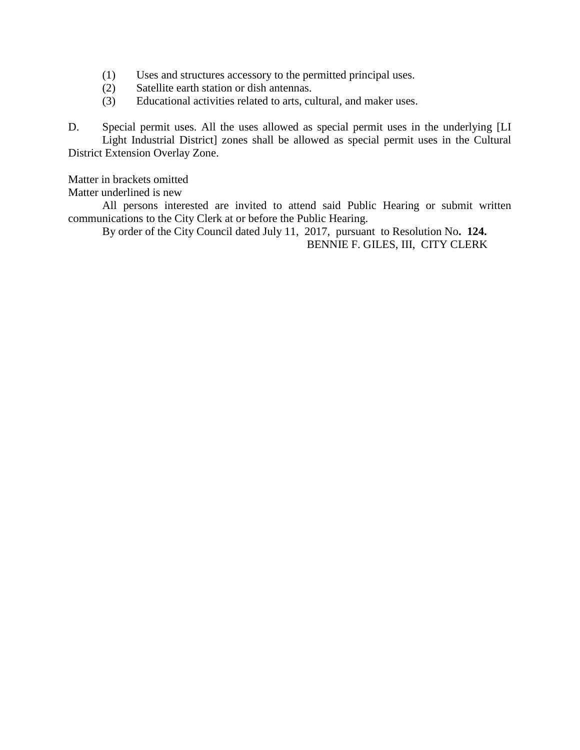(1) Uses and structures accessory to the permitted principal uses.
(2) Satellite earth station or dish antennas.
(3) Educational activities related to arts, cultural, and maker uses.

D. Special permit uses. All the uses allowed as special permit uses in the underlying [LI Light Industrial District] zones shall be allowed as special permit uses in the Cultural District Extension Overlay Zone.

Matter in brackets omitted
Matter underlined is new

All persons interested are invited to attend said Public Hearing or submit written communications to the City Clerk at or before the Public Hearing.

By order of the City Council dated July 11, 2017, pursuant to Resolution No**. 124.**

BENNIE F. GILES, III, CITY CLERK